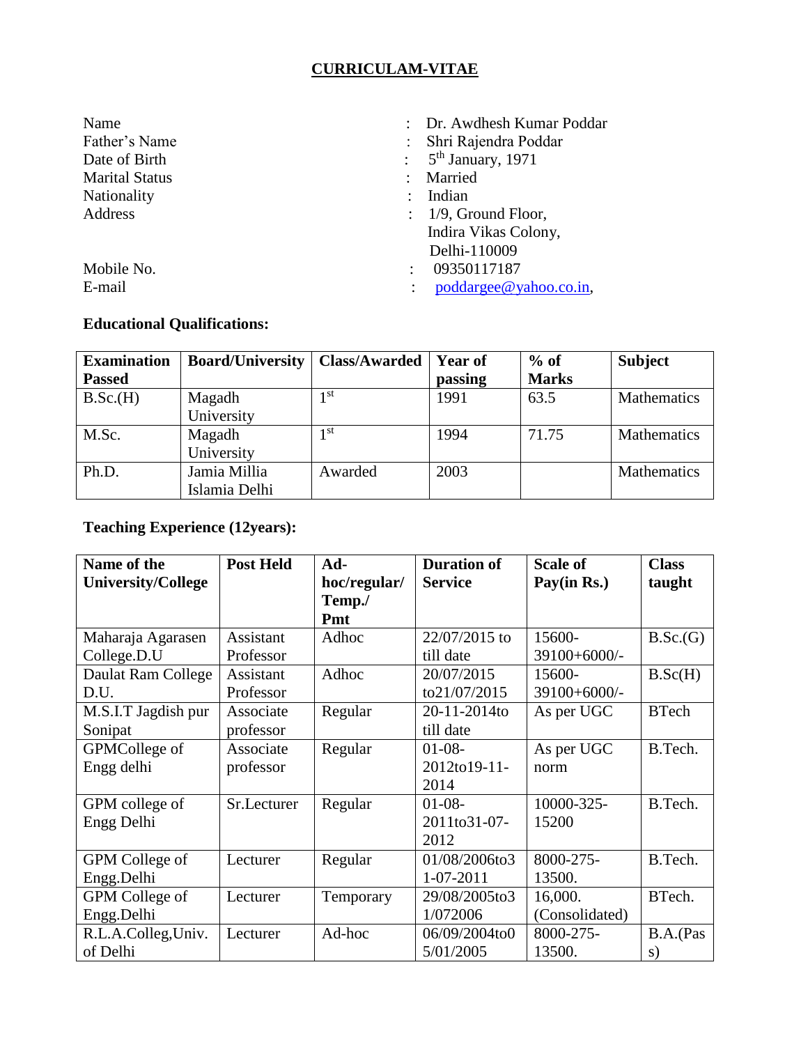# CURRICULAM-VITAE

| | | |
|---|---|---|
| Name | : | Dr. Awdhesh Kumar Poddar |
| Father's Name | : | Shri Rajendra Poddar |
| Date of Birth | : | 5th January, 1971 |
| Marital Status | : | Married |
| Nationality | : | Indian |
| Address | : | 1/9, Ground Floor, Indira Vikas Colony, Delhi-110009 |
| Mobile No. | : | 09350117187 |
| E-mail | : | poddargee@yahoo.co.in, |

**Educational Qualifications:**

| Examination Passed | Board/University | Class/Awarded | Year of passing | % of Marks | Subject |
|---|---|---|---|---|---|
| B.Sc.(H) | Magadh University | 1st | 1991 | 63.5 | Mathematics |
| M.Sc. | Magadh University | 1st | 1994 | 71.75 | Mathematics |
| Ph.D. | Jamia Millia Islamia Delhi | Awarded | 2003 | | Mathematics |

**Teaching Experience (12years):**

| Name of the University/College | Post Held | Ad-hoc/regular/ Temp./ Pmt | Duration of Service | Scale of Pay(in Rs.) | Class taught |
|---|---|---|---|---|---|
| Maharaja Agarasen College.D.U | Assistant Professor | Adhoc | 22/07/2015 to till date | 15600-39100+6000/- | B.Sc.(G) |
| Daulat Ram College D.U. | Assistant Professor | Adhoc | 20/07/2015 to21/07/2015 | 15600-39100+6000/- | B.Sc(H) |
| M.S.I.T Jagdish pur Sonipat | Associate professor | Regular | 20-11-2014to till date | As per UGC | BTech |
| GPMCollege of Engg delhi | Associate professor | Regular | 01-08-2012to19-11-2014 | As per UGC norm | B.Tech. |
| GPM college of Engg Delhi | Sr.Lecturer | Regular | 01-08-2011to31-07-2012 | 10000-325-15200 | B.Tech. |
| GPM College of Engg.Delhi | Lecturer | Regular | 01/08/2006to31-07-2011 | 8000-275-13500. | B.Tech. |
| GPM College of Engg.Delhi | Lecturer | Temporary | 29/08/2005to31/072006 | 16,000. (Consolidated) | BTech. |
| R.L.A.Colleg,Univ. of Delhi | Lecturer | Ad-hoc | 06/09/2004to05/01/2005 | 8000-275-13500. | B.A.(Pass) |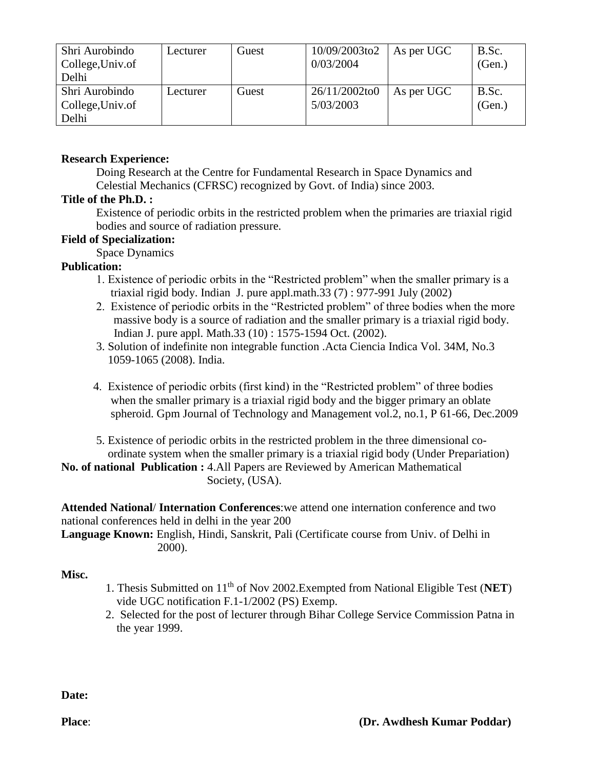| | | | | | |
|---|---|---|---|---|---|
| Shri Aurobindo College,Univ.of Delhi | Lecturer | Guest | 10/09/2003to20/03/2004 | As per UGC | B.Sc. (Gen.) |
| Shri Aurobindo College,Univ.of Delhi | Lecturer | Guest | 26/11/2002to05/03/2003 | As per UGC | B.Sc. (Gen.) |

**Research Experience:**

Doing Research at the Centre for Fundamental Research in Space Dynamics and Celestial Mechanics (CFRSC) recognized by Govt. of India) since 2003.

**Title of the Ph.D. :**

Existence of periodic orbits in the restricted problem when the primaries are triaxial rigid bodies and source of radiation pressure.

**Field of Specialization:**

Space Dynamics

**Publication:**

1. Existence of periodic orbits in the "Restricted problem" when the smaller primary is a triaxial rigid body. Indian J. pure appl.math.33 (7) : 977-991 July (2002)
2. Existence of periodic orbits in the "Restricted problem" of three bodies when the more massive body is a source of radiation and the smaller primary is a triaxial rigid body. Indian J. pure appl. Math.33 (10) : 1575-1594 Oct. (2002).
3. Solution of indefinite non integrable function .Acta Ciencia Indica Vol. 34M, No.3 1059-1065 (2008). India.
4. Existence of periodic orbits (first kind) in the "Restricted problem" of three bodies when the smaller primary is a triaxial rigid body and the bigger primary an oblate spheroid. Gpm Journal of Technology and Management vol.2, no.1, P 61-66, Dec.2009
5. Existence of periodic orbits in the restricted problem in the three dimensional co-ordinate system when the smaller primary is a triaxial rigid body (Under Prepariation)

**No. of national Publication :** 4.All Papers are Reviewed by American Mathematical Society, (USA).

**Attended National/ Internation Conferences**:we attend one internation conference and two national conferences held in delhi in the year 200

**Language Known:** English, Hindi, Sanskrit, Pali (Certificate course from Univ. of Delhi in 2000).

**Misc.**

1. Thesis Submitted on 11th of Nov 2002.Exempted from National Eligible Test (**NET**) vide UGC notification F.1-1/2002 (PS) Exemp.
2. Selected for the post of lecturer through Bihar College Service Commission Patna in the year 1999.

**Date:**

**Place**: **(Dr. Awdhesh Kumar Poddar)**